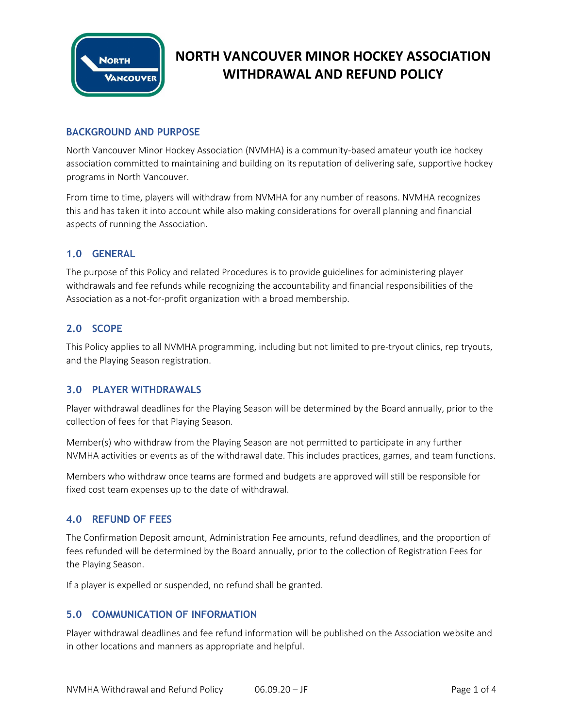# NORTH VANCOUVER MINOR HOCKEY ASSOCIATION WITHDRAWAL AND REFUND POLICY

## BACKGROUND AND PURPOSE

North Vancouver Minor Hockey Association (NVMHA) is a community-based amateur youth ice hockey association committed to maintaining and building on its reputation of delivering safe, supportive hockey programs in North Vancouver.

From time to time, players will withdraw from NVMHA for any number of reasons. NVMHA recognizes this and has taken it into account while also making considerations for overall planning and financial aspects of running the Association.

## 1.0 GENERAL

The purpose of this Policy and related Procedures is to provide guidelines for administering player withdrawals and fee refunds while recognizing the accountability and financial responsibilities of the Association as a not-for-profit organization with a broad membership.

## 2.0 SCOPE

This Policy applies to all NVMHA programming, including but not limited to pre-tryout clinics, rep tryouts, and the Playing Season registration.

## 3.0 PLAYER WITHDRAWALS

Player withdrawal deadlines for the Playing Season will be determined by the Board annually, prior to the collection of fees for that Playing Season.

Member(s) who withdraw from the Playing Season are not permitted to participate in any further NVMHA activities or events as of the withdrawal date. This includes practices, games, and team functions.

Members who withdraw once teams are formed and budgets are approved will still be responsible for fixed cost team expenses up to the date of withdrawal.

## 4.0 REFUND OF FEES

The Confirmation Deposit amount, Administration Fee amounts, refund deadlines, and the proportion of fees refunded will be determined by the Board annually, prior to the collection of Registration Fees for the Playing Season.

If a player is expelled or suspended, no refund shall be granted.

## 5.0 COMMUNICATION OF INFORMATION

Player withdrawal deadlines and fee refund information will be published on the Association website and in other locations and manners as appropriate and helpful.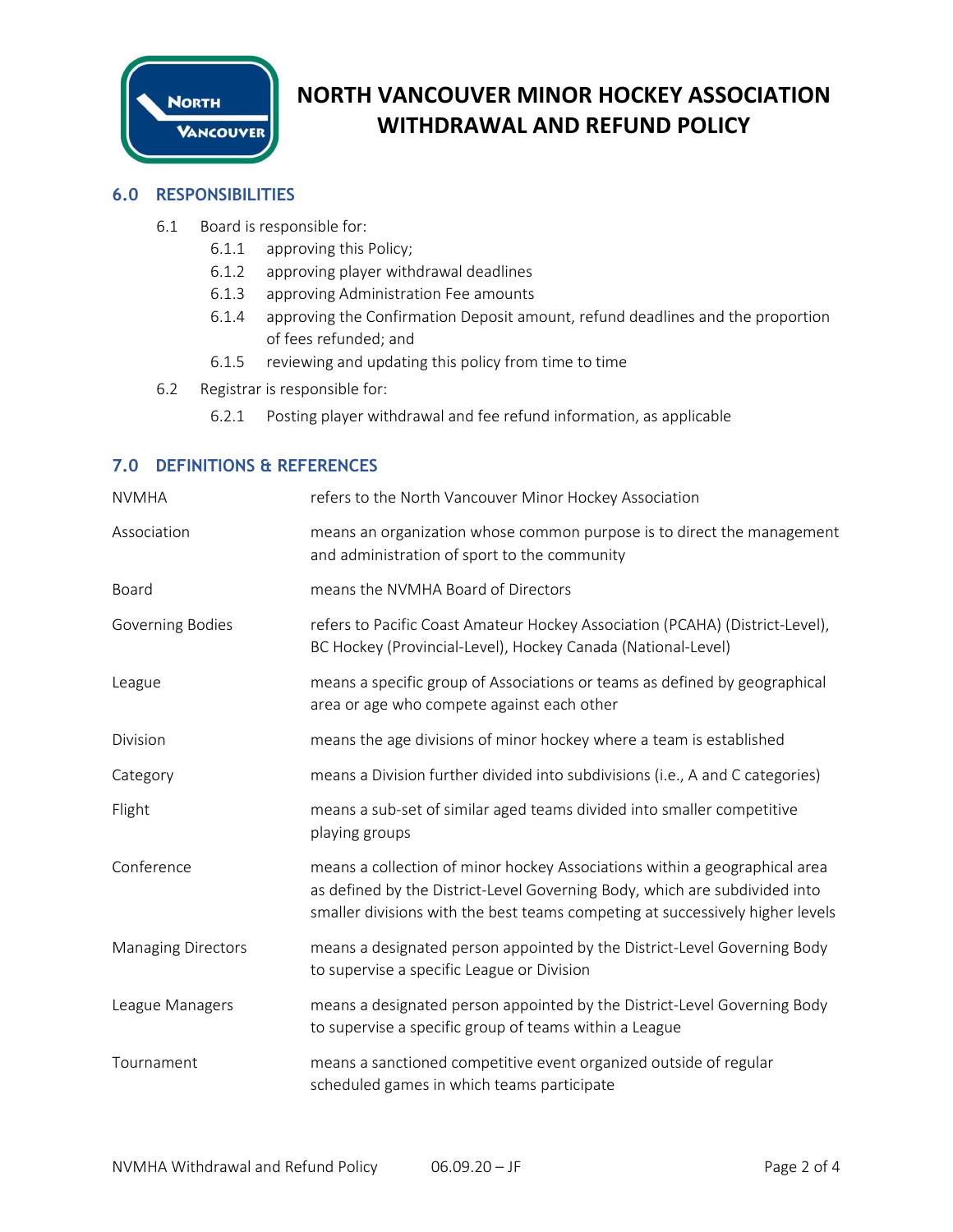# NORTH VANCOUVER MINOR HOCKEY ASSOCIATION WITHDRAWAL AND REFUND POLICY

## 6.0 RESPONSIBILITIES

6.1 Board is responsible for:

- 6.1.1 approving this Policy;
- 6.1.2 approving player withdrawal deadlines
- 6.1.3 approving Administration Fee amounts
- 6.1.4 approving the Confirmation Deposit amount, refund deadlines and the proportion of fees refunded; and
- 6.1.5 reviewing and updating this policy from time to time

6.2 Registrar is responsible for:

- 6.2.1 Posting player withdrawal and fee refund information, as applicable

## 7.0 DEFINITIONS & REFERENCES

| Term | Definition |
|---|---|
| NVMHA | refers to the North Vancouver Minor Hockey Association |
| Association | means an organization whose common purpose is to direct the management and administration of sport to the community |
| Board | means the NVMHA Board of Directors |
| Governing Bodies | refers to Pacific Coast Amateur Hockey Association (PCAHA) (District-Level), BC Hockey (Provincial-Level), Hockey Canada (National-Level) |
| League | means a specific group of Associations or teams as defined by geographical area or age who compete against each other |
| Division | means the age divisions of minor hockey where a team is established |
| Category | means a Division further divided into subdivisions (i.e., A and C categories) |
| Flight | means a sub-set of similar aged teams divided into smaller competitive playing groups |
| Conference | means a collection of minor hockey Associations within a geographical area as defined by the District-Level Governing Body, which are subdivided into smaller divisions with the best teams competing at successively higher levels |
| Managing Directors | means a designated person appointed by the District-Level Governing Body to supervise a specific League or Division |
| League Managers | means a designated person appointed by the District-Level Governing Body to supervise a specific group of teams within a League |
| Tournament | means a sanctioned competitive event organized outside of regular scheduled games in which teams participate |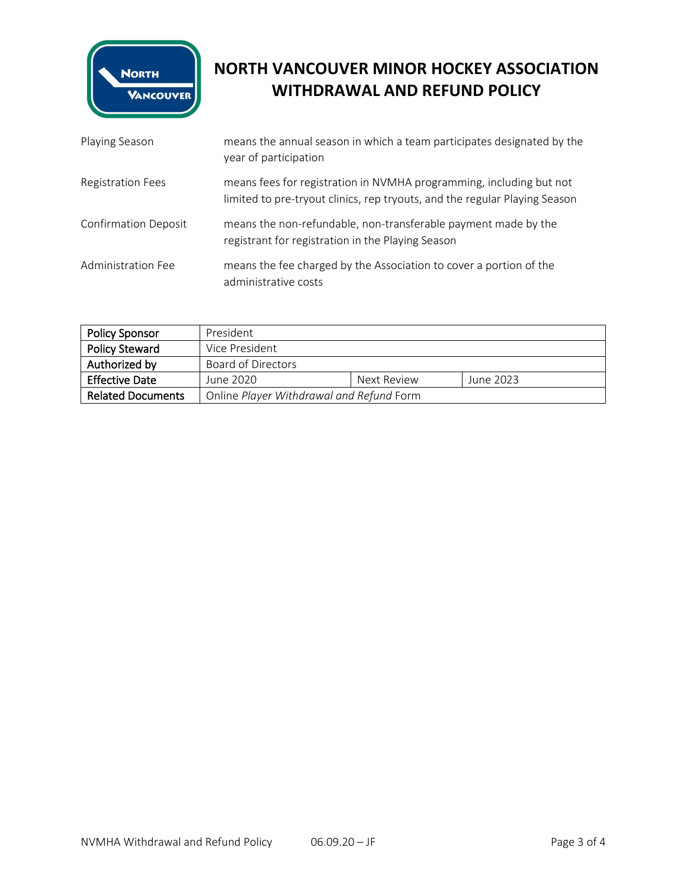# NORTH VANCOUVER MINOR HOCKEY ASSOCIATION WITHDRAWAL AND REFUND POLICY

| | |
|---|---|
| Playing Season | means the annual season in which a team participates designated by the year of participation |
| Registration Fees | means fees for registration in NVMHA programming, including but not limited to pre-tryout clinics, rep tryouts, and the regular Playing Season |
| Confirmation Deposit | means the non-refundable, non-transferable payment made by the registrant for registration in the Playing Season |
| Administration Fee | means the fee charged by the Association to cover a portion of the administrative costs |

| **Policy Sponsor** | President | | |
|---|---|---|---|
| **Policy Steward** | Vice President | | |
| **Authorized by** | Board of Directors | | |
| **Effective Date** | June 2020 | Next Review | June 2023 |
| **Related Documents** | Online *Player Withdrawal and Refund* Form | | |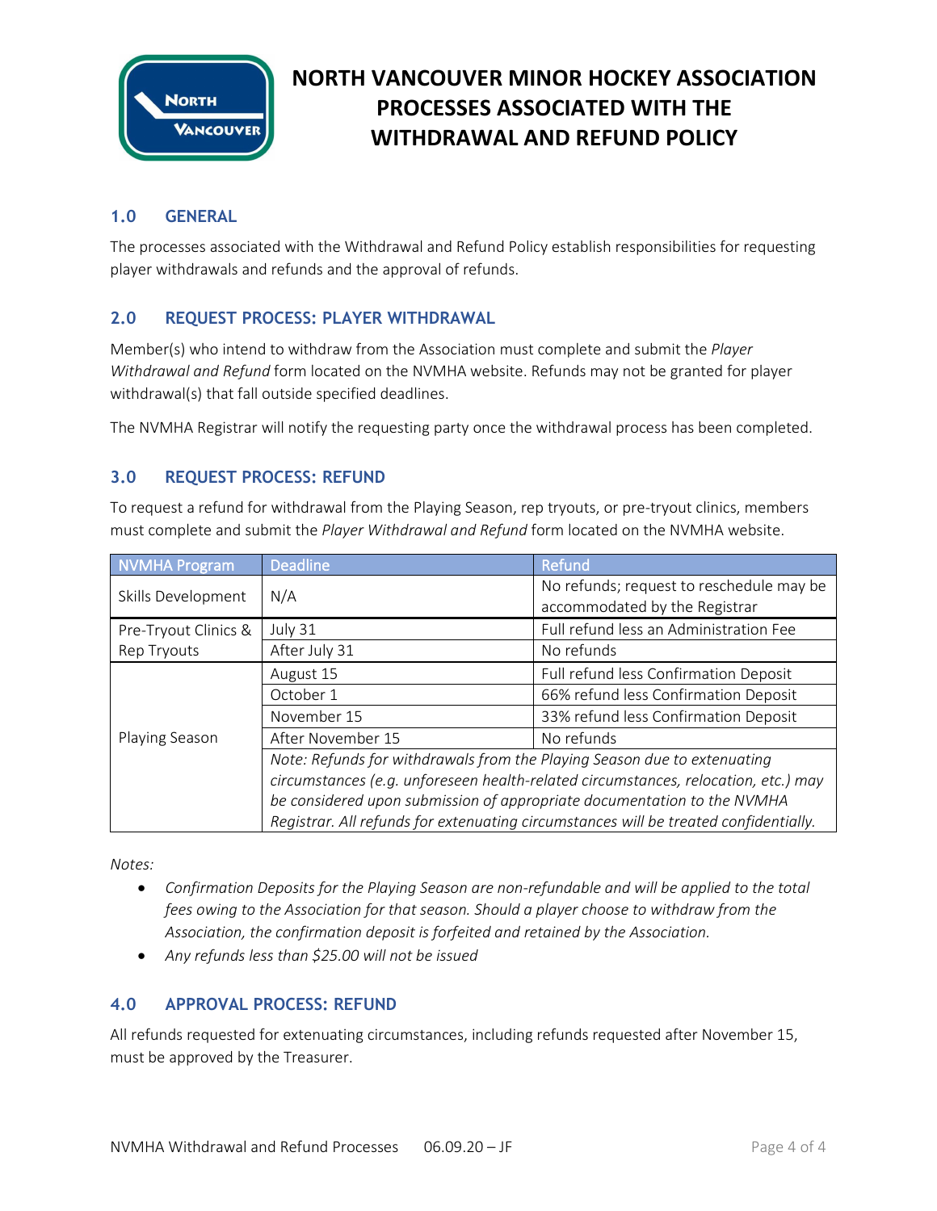# NORTH VANCOUVER MINOR HOCKEY ASSOCIATION PROCESSES ASSOCIATED WITH THE WITHDRAWAL AND REFUND POLICY

## 1.0 GENERAL

The processes associated with the Withdrawal and Refund Policy establish responsibilities for requesting player withdrawals and refunds and the approval of refunds.

## 2.0 REQUEST PROCESS: PLAYER WITHDRAWAL

Member(s) who intend to withdraw from the Association must complete and submit the *Player Withdrawal and Refund* form located on the NVMHA website. Refunds may not be granted for player withdrawal(s) that fall outside specified deadlines.

The NVMHA Registrar will notify the requesting party once the withdrawal process has been completed.

## 3.0 REQUEST PROCESS: REFUND

To request a refund for withdrawal from the Playing Season, rep tryouts, or pre-tryout clinics, members must complete and submit the *Player Withdrawal and Refund* form located on the NVMHA website.

| NVMHA Program | Deadline | Refund |
|---|---|---|
| Skills Development | N/A | No refunds; request to reschedule may be accommodated by the Registrar |
| Pre-Tryout Clinics & Rep Tryouts | July 31 | Full refund less an Administration Fee |
| | After July 31 | No refunds |
| Playing Season | August 15 | Full refund less Confirmation Deposit |
| | October 1 | 66% refund less Confirmation Deposit |
| | November 15 | 33% refund less Confirmation Deposit |
| | After November 15 | No refunds |
| | *Note: Refunds for withdrawals from the Playing Season due to extenuating circumstances (e.g. unforeseen health-related circumstances, relocation, etc.) may be considered upon submission of appropriate documentation to the NVMHA Registrar. All refunds for extenuating circumstances will be treated confidentially.* | |

*Notes:*

- *Confirmation Deposits for the Playing Season are non-refundable and will be applied to the total fees owing to the Association for that season. Should a player choose to withdraw from the Association, the confirmation deposit is forfeited and retained by the Association.*
- *Any refunds less than $25.00 will not be issued*

## 4.0 APPROVAL PROCESS: REFUND

All refunds requested for extenuating circumstances, including refunds requested after November 15, must be approved by the Treasurer.